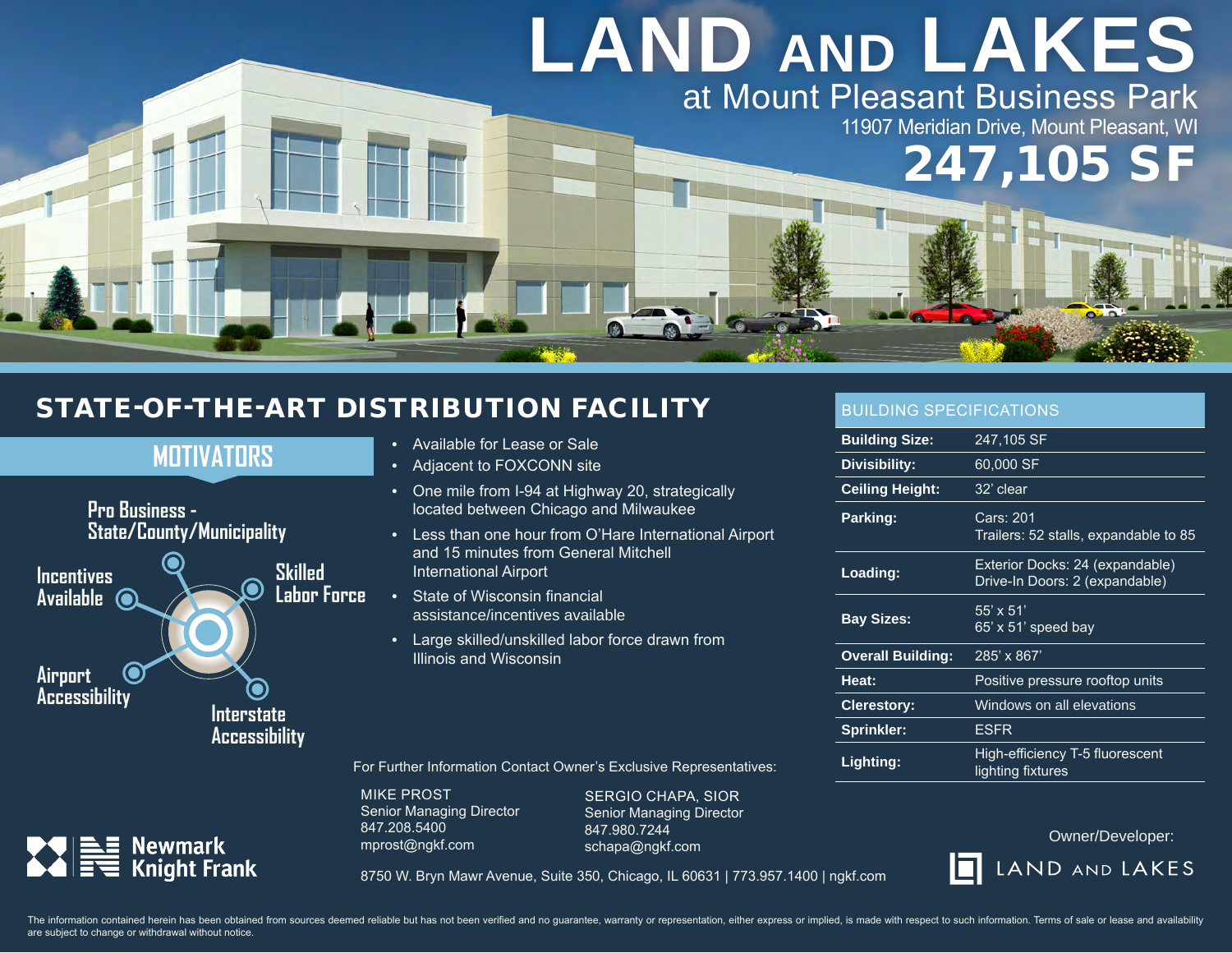# LAND AND LAKES

## at Mount Pleasant Business Park

11907 Meridian Drive, Mount Pleasant, WI

**247,105 SF**

## STATE-OF-THE-ART DISTRIBUTION FACILITY

### MOTIVATORS

- Pro Business - State/County/Municipality
- Incentives Available
- Skilled Labor Force
- Airport Accessibility
- Interstate Accessibility

- Available for Lease or Sale
- Adjacent to FOXCONN site
- One mile from I-94 at Highway 20, strategically located between Chicago and Milwaukee
- Less than one hour from O'Hare International Airport and 15 minutes from General Mitchell International Airport
- State of Wisconsin financial assistance/incentives available
- Large skilled/unskilled labor force drawn from Illinois and Wisconsin

### BUILDING SPECIFICATIONS

| | |
|---|---|
| **Building Size:** | 247,105 SF |
| **Divisibility:** | 60,000 SF |
| **Ceiling Height:** | 32' clear |
| **Parking:** | Cars: 201<br>Trailers: 52 stalls, expandable to 85 |
| **Loading:** | Exterior Docks: 24 (expandable)<br>Drive-In Doors: 2 (expandable) |
| **Bay Sizes:** | 55' x 51'<br>65' x 51' speed bay |
| **Overall Building:** | 285' x 867' |
| **Heat:** | Positive pressure rooftop units |
| **Clerestory:** | Windows on all elevations |
| **Sprinkler:** | ESFR |
| **Lighting:** | High-efficiency T-5 fluorescent lighting fixtures |

For Further Information Contact Owner's Exclusive Representatives:

MIKE PROST
Senior Managing Director
847.208.5400
mprost@ngkf.com

SERGIO CHAPA, SIOR
Senior Managing Director
847.980.7244
schapa@ngkf.com

Newmark Knight Frank

8750 W. Bryn Mawr Avenue, Suite 350, Chicago, IL 60631 | 773.957.1400 | ngkf.com

Owner/Developer:
LAND AND LAKES

The information contained herein has been obtained from sources deemed reliable but has not been verified and no guarantee, warranty or representation, either express or implied, is made with respect to such information. Terms of sale or lease and availability are subject to change or withdrawal without notice.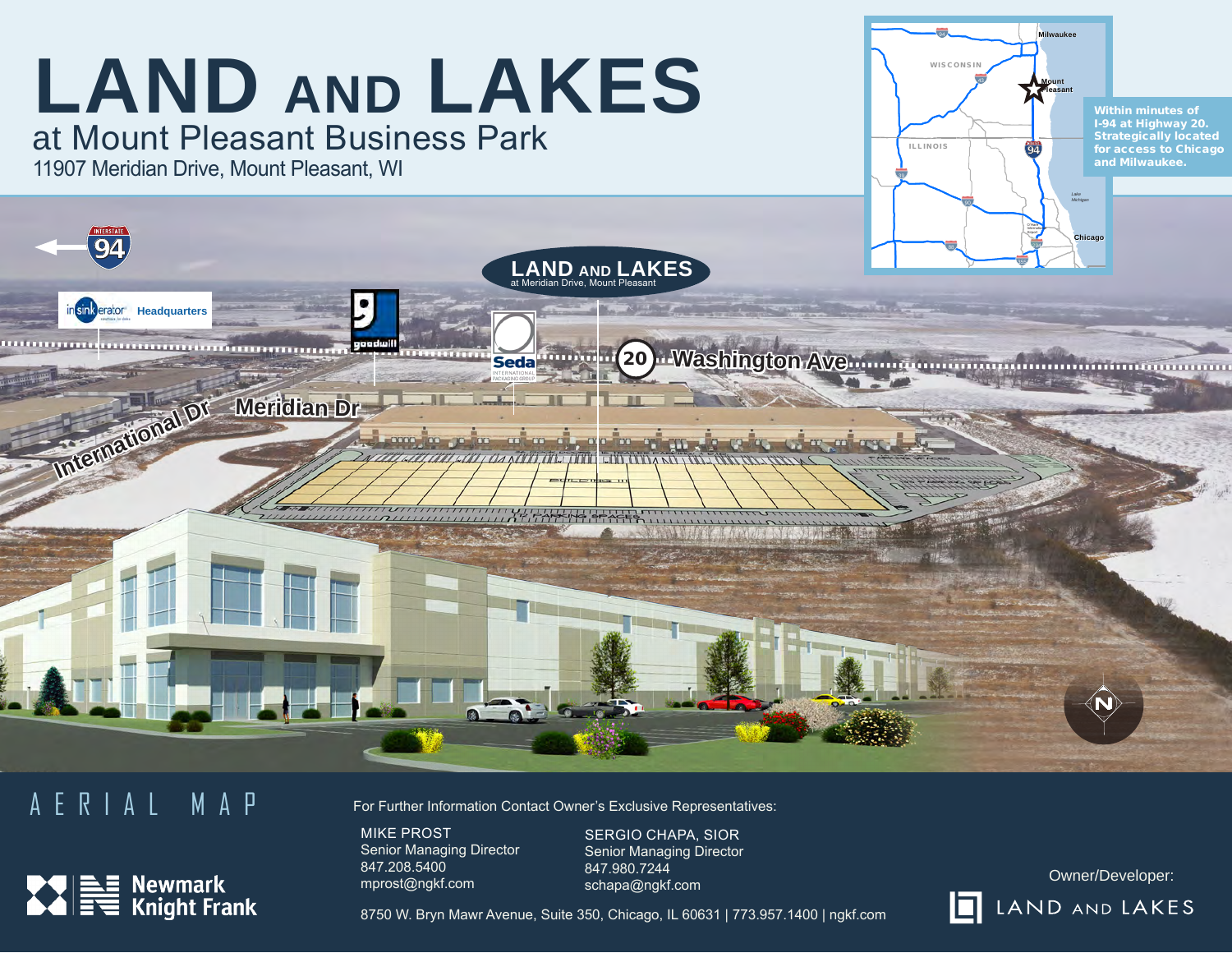# LAND AND LAKES

## at Mount Pleasant Business Park

11907 Meridian Drive, Mount Pleasant, WI

Within minutes of I-94 at Highway 20. Strategically located for access to Chicago and Milwaukee.

LAND AND LAKES
at Meridian Drive, Mount Pleasant

Washington Ave

Meridian Dr

International Dr

InSinkErator Headquarters

Goodwill

Seda International Packaging Group

## AERIAL MAP

For Further Information Contact Owner's Exclusive Representatives:

MIKE PROST
Senior Managing Director
847.208.5400
mprost@ngkf.com

SERGIO CHAPA, SIOR
Senior Managing Director
847.980.7244
schapa@ngkf.com

8750 W. Bryn Mawr Avenue, Suite 350, Chicago, IL 60631 | 773.957.1400 | ngkf.com

Newmark Knight Frank

Owner/Developer:
LAND AND LAKES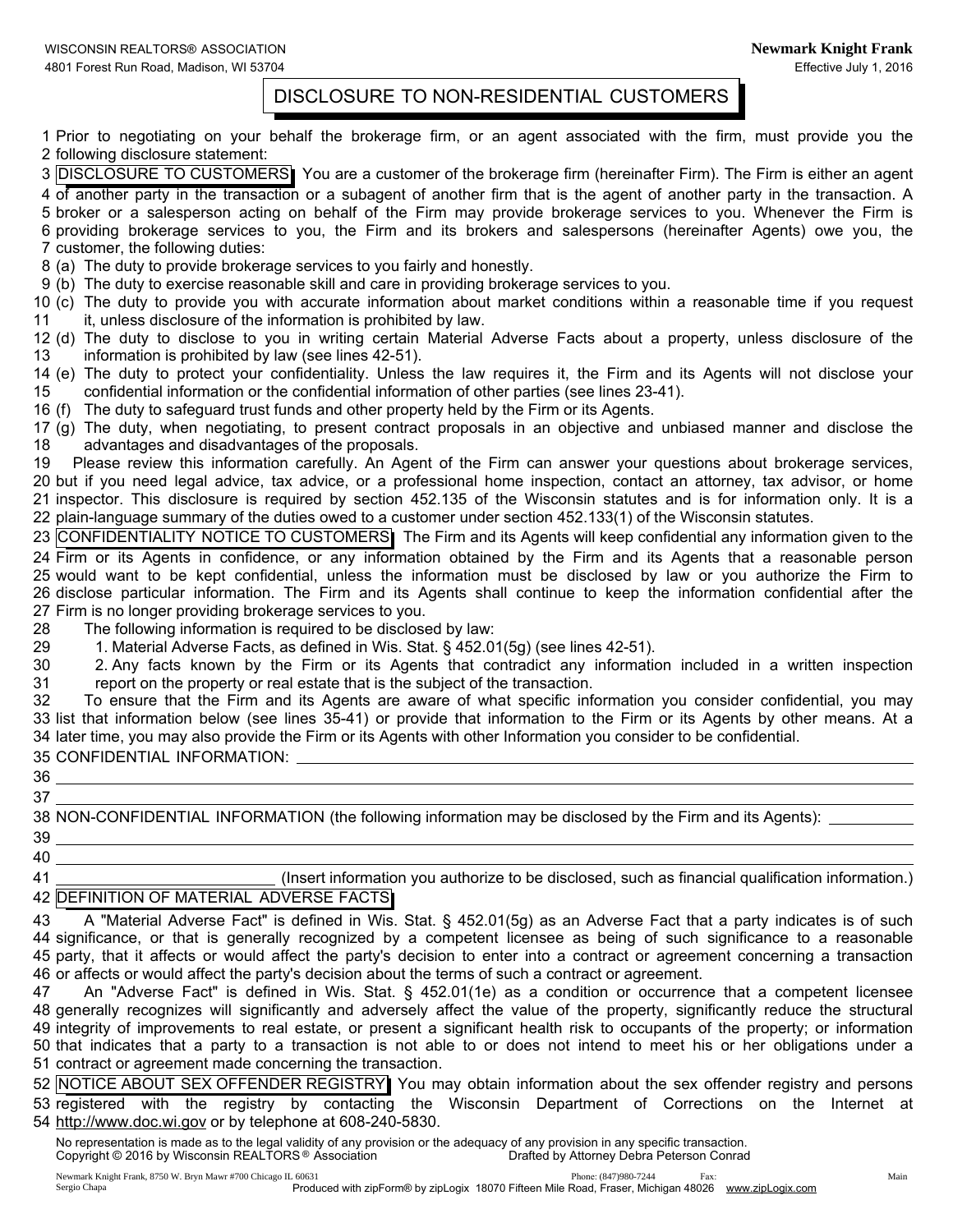WISCONSIN REALTORS® ASSOCIATION
4801 Forest Run Road, Madison, WI 53704

**Newmark Knight Frank**
Effective July 1, 2016

# DISCLOSURE TO NON-RESIDENTIAL CUSTOMERS

1 Prior to negotiating on your behalf the brokerage firm, or an agent associated with the firm, must provide you the
2 following disclosure statement:

3 **DISCLOSURE TO CUSTOMERS** You are a customer of the brokerage firm (hereinafter Firm). The Firm is either an agent
4 of another party in the transaction or a subagent of another firm that is the agent of another party in the transaction. A
5 broker or a salesperson acting on behalf of the Firm may provide brokerage services to you. Whenever the Firm is
6 providing brokerage services to you, the Firm and its brokers and salespersons (hereinafter Agents) owe you, the
7 customer, the following duties:

8 (a) The duty to provide brokerage services to you fairly and honestly.
9 (b) The duty to exercise reasonable skill and care in providing brokerage services to you.
10 (c) The duty to provide you with accurate information about market conditions within a reasonable time if you request
11 it, unless disclosure of the information is prohibited by law.
12 (d) The duty to disclose to you in writing certain Material Adverse Facts about a property, unless disclosure of the
13 information is prohibited by law (see lines 42-51).
14 (e) The duty to protect your confidentiality. Unless the law requires it, the Firm and its Agents will not disclose your
15 confidential information or the confidential information of other parties (see lines 23-41).
16 (f) The duty to safeguard trust funds and other property held by the Firm or its Agents.
17 (g) The duty, when negotiating, to present contract proposals in an objective and unbiased manner and disclose the
18 advantages and disadvantages of the proposals.

19 Please review this information carefully. An Agent of the Firm can answer your questions about brokerage services,
20 but if you need legal advice, tax advice, or a professional home inspection, contact an attorney, tax advisor, or home
21 inspector. This disclosure is required by section 452.135 of the Wisconsin statutes and is for information only. It is a
22 plain-language summary of the duties owed to a customer under section 452.133(1) of the Wisconsin statutes.

23 **CONFIDENTIALITY NOTICE TO CUSTOMERS** The Firm and its Agents will keep confidential any information given to the
24 Firm or its Agents in confidence, or any information obtained by the Firm and its Agents that a reasonable person
25 would want to be kept confidential, unless the information must be disclosed by law or you authorize the Firm to
26 disclose particular information. The Firm and its Agents shall continue to keep the information confidential after the
27 Firm is no longer providing brokerage services to you.

28 The following information is required to be disclosed by law:
29 1. Material Adverse Facts, as defined in Wis. Stat. § 452.01(5g) (see lines 42-51).
30 2. Any facts known by the Firm or its Agents that contradict any information included in a written inspection
31 report on the property or real estate that is the subject of the transaction.

32 To ensure that the Firm and its Agents are aware of what specific information you consider confidential, you may
33 list that information below (see lines 35-41) or provide that information to the Firm or its Agents by other means. At a
34 later time, you may also provide the Firm or its Agents with other Information you consider to be confidential.

35 CONFIDENTIAL INFORMATION: ______________________________________________
36 ______________________________________________
37 ______________________________________________
38 NON-CONFIDENTIAL INFORMATION (the following information may be disclosed by the Firm and its Agents): __________
39 ______________________________________________
40 ______________________________________________
41 __________________ (Insert information you authorize to be disclosed, such as financial qualification information.)

42 **DEFINITION OF MATERIAL ADVERSE FACTS**

43 A "Material Adverse Fact" is defined in Wis. Stat. § 452.01(5g) as an Adverse Fact that a party indicates is of such
44 significance, or that is generally recognized by a competent licensee as being of such significance to a reasonable
45 party, that it affects or would affect the party's decision to enter into a contract or agreement concerning a transaction
46 or affects or would affect the party's decision about the terms of such a contract or agreement.

47 An "Adverse Fact" is defined in Wis. Stat. § 452.01(1e) as a condition or occurrence that a competent licensee
48 generally recognizes will significantly and adversely affect the value of the property, significantly reduce the structural
49 integrity of improvements to real estate, or present a significant health risk to occupants of the property; or information
50 that indicates that a party to a transaction is not able to or does not intend to meet his or her obligations under a
51 contract or agreement made concerning the transaction.

52 **NOTICE ABOUT SEX OFFENDER REGISTRY** You may obtain information about the sex offender registry and persons
53 registered with the registry by contacting the Wisconsin Department of Corrections on the Internet at
54 http://www.doc.wi.gov or by telephone at 608-240-5830.

No representation is made as to the legal validity of any provision or the adequacy of any provision in any specific transaction.
Copyright © 2016 by Wisconsin REALTORS® Association — Drafted by Attorney Debra Peterson Conrad

Newmark Knight Frank, 8750 W. Bryn Mawr #700 Chicago IL 60631 — Phone: (847)980-7244 — Fax: — Main
Sergio Chapa — Produced with zipForm® by zipLogix 18070 Fifteen Mile Road, Fraser, Michigan 48026 www.zipLogix.com